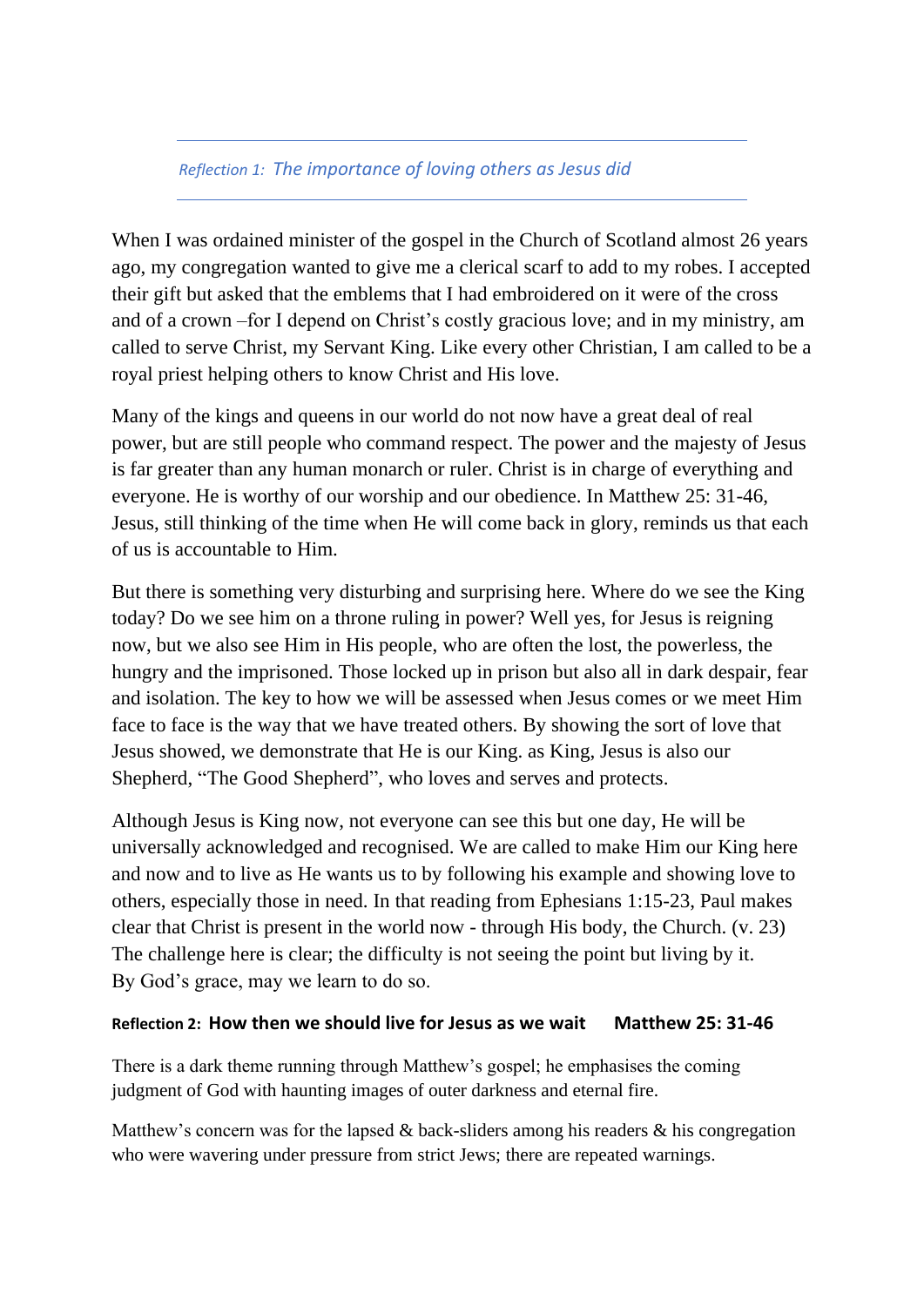## *Reflection 1: The importance of loving others as Jesus did*

When I was ordained minister of the gospel in the Church of Scotland almost 26 years ago, my congregation wanted to give me a clerical scarf to add to my robes. I accepted their gift but asked that the emblems that I had embroidered on it were of the cross and of a crown –for I depend on Christ's costly gracious love; and in my ministry, am called to serve Christ, my Servant King. Like every other Christian, I am called to be a royal priest helping others to know Christ and His love.

Many of the kings and queens in our world do not now have a great deal of real power, but are still people who command respect. The power and the majesty of Jesus is far greater than any human monarch or ruler. Christ is in charge of everything and everyone. He is worthy of our worship and our obedience. In Matthew 25: 31-46, Jesus, still thinking of the time when He will come back in glory, reminds us that each of us is accountable to Him.

But there is something very disturbing and surprising here. Where do we see the King today? Do we see him on a throne ruling in power? Well yes, for Jesus is reigning now, but we also see Him in His people, who are often the lost, the powerless, the hungry and the imprisoned. Those locked up in prison but also all in dark despair, fear and isolation. The key to how we will be assessed when Jesus comes or we meet Him face to face is the way that we have treated others. By showing the sort of love that Jesus showed, we demonstrate that He is our King. as King, Jesus is also our Shepherd, "The Good Shepherd", who loves and serves and protects.

Although Jesus is King now, not everyone can see this but one day, He will be universally acknowledged and recognised. We are called to make Him our King here and now and to live as He wants us to by following his example and showing love to others, especially those in need. In that reading from Ephesians 1:15-23, Paul makes clear that Christ is present in the world now - through His body, the Church. (v. 23) The challenge here is clear; the difficulty is not seeing the point but living by it. By God's grace, may we learn to do so.

## **Reflection 2: How then we should live for Jesus as we wait     Matthew 25: 31-46**

There is a dark theme running through Matthew's gospel; he emphasises the coming judgment of God with haunting images of outer darkness and eternal fire.

Matthew's concern was for the lapsed & back-sliders among his readers & his congregation who were wavering under pressure from strict Jews; there are repeated warnings.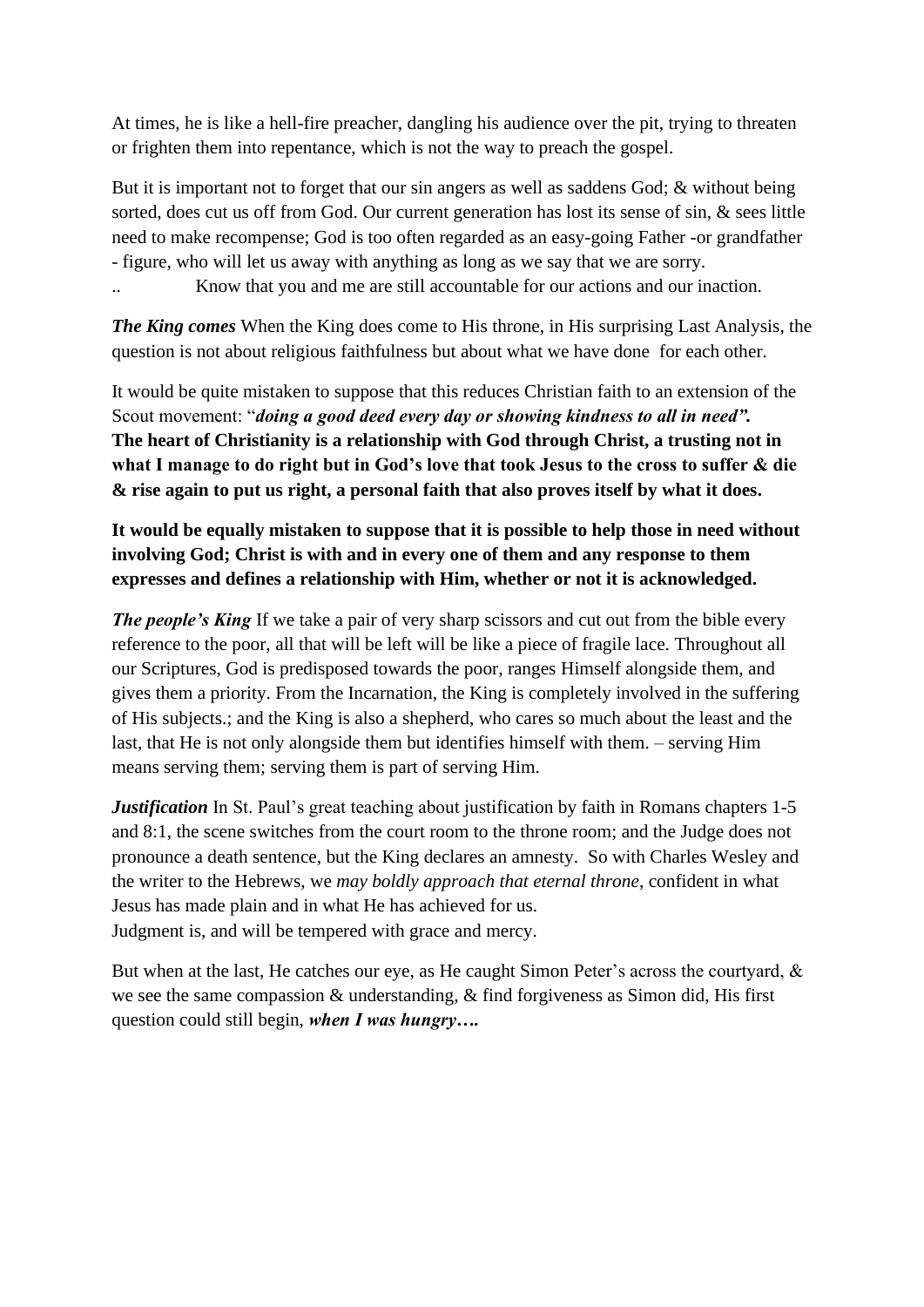At times, he is like a hell-fire preacher, dangling his audience over the pit, trying to threaten or frighten them into repentance, which is not the way to preach the gospel.

But it is important not to forget that our sin angers as well as saddens God; & without being sorted, does cut us off from God. Our current generation has lost its sense of sin, & sees little need to make recompense; God is too often regarded as an easy-going Father -or grandfather - figure, who will let us away with anything as long as we say that we are sorry.

.. Know that you and me are still accountable for our actions and our inaction.

***The King comes*** When the King does come to His throne, in His surprising Last Analysis, the question is not about religious faithfulness but about what we have done for each other.

It would be quite mistaken to suppose that this reduces Christian faith to an extension of the Scout movement: "***doing a good deed every day or showing kindness to all in need".*** **The heart of Christianity is a relationship with God through Christ, a trusting not in what I manage to do right but in God's love that took Jesus to the cross to suffer & die & rise again to put us right, a personal faith that also proves itself by what it does.**

**It would be equally mistaken to suppose that it is possible to help those in need without involving God; Christ is with and in every one of them and any response to them expresses and defines a relationship with Him, whether or not it is acknowledged.**

***The people's King*** If we take a pair of very sharp scissors and cut out from the bible every reference to the poor, all that will be left will be like a piece of fragile lace. Throughout all our Scriptures, God is predisposed towards the poor, ranges Himself alongside them, and gives them a priority. From the Incarnation, the King is completely involved in the suffering of His subjects.; and the King is also a shepherd, who cares so much about the least and the last, that He is not only alongside them but identifies himself with them. – serving Him means serving them; serving them is part of serving Him.

***Justification*** In St. Paul's great teaching about justification by faith in Romans chapters 1-5 and 8:1, the scene switches from the court room to the throne room; and the Judge does not pronounce a death sentence, but the King declares an amnesty. So with Charles Wesley and the writer to the Hebrews, we *may boldly approach that eternal throne*, confident in what Jesus has made plain and in what He has achieved for us.
Judgment is, and will be tempered with grace and mercy.

But when at the last, He catches our eye, as He caught Simon Peter's across the courtyard, & we see the same compassion & understanding, & find forgiveness as Simon did, His first question could still begin, ***when I was hungry….***